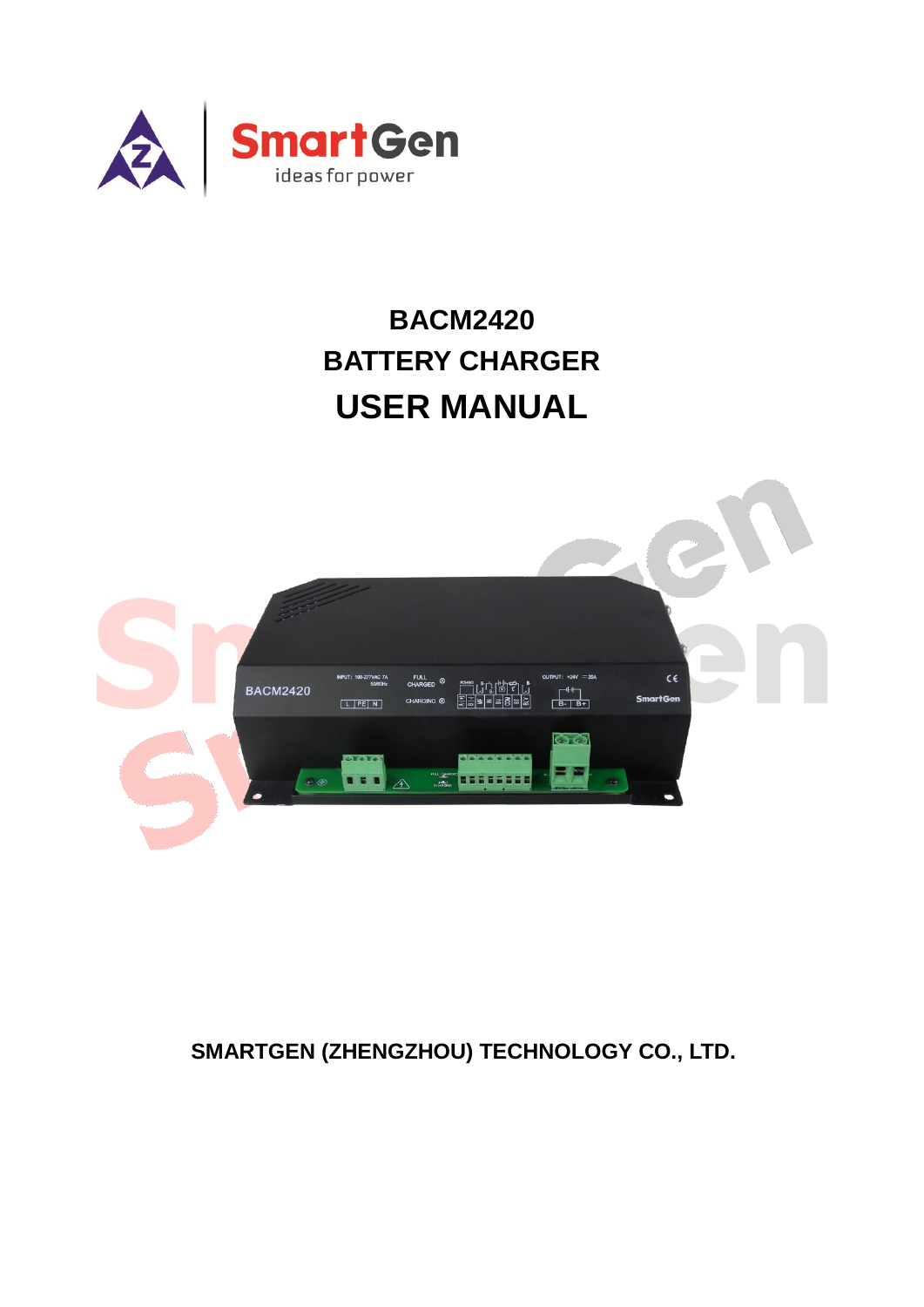# BACM2420
# BATTERY CHARGER
# USER MANUAL

**SMARTGEN (ZHENGZHOU) TECHNOLOGY CO., LTD.**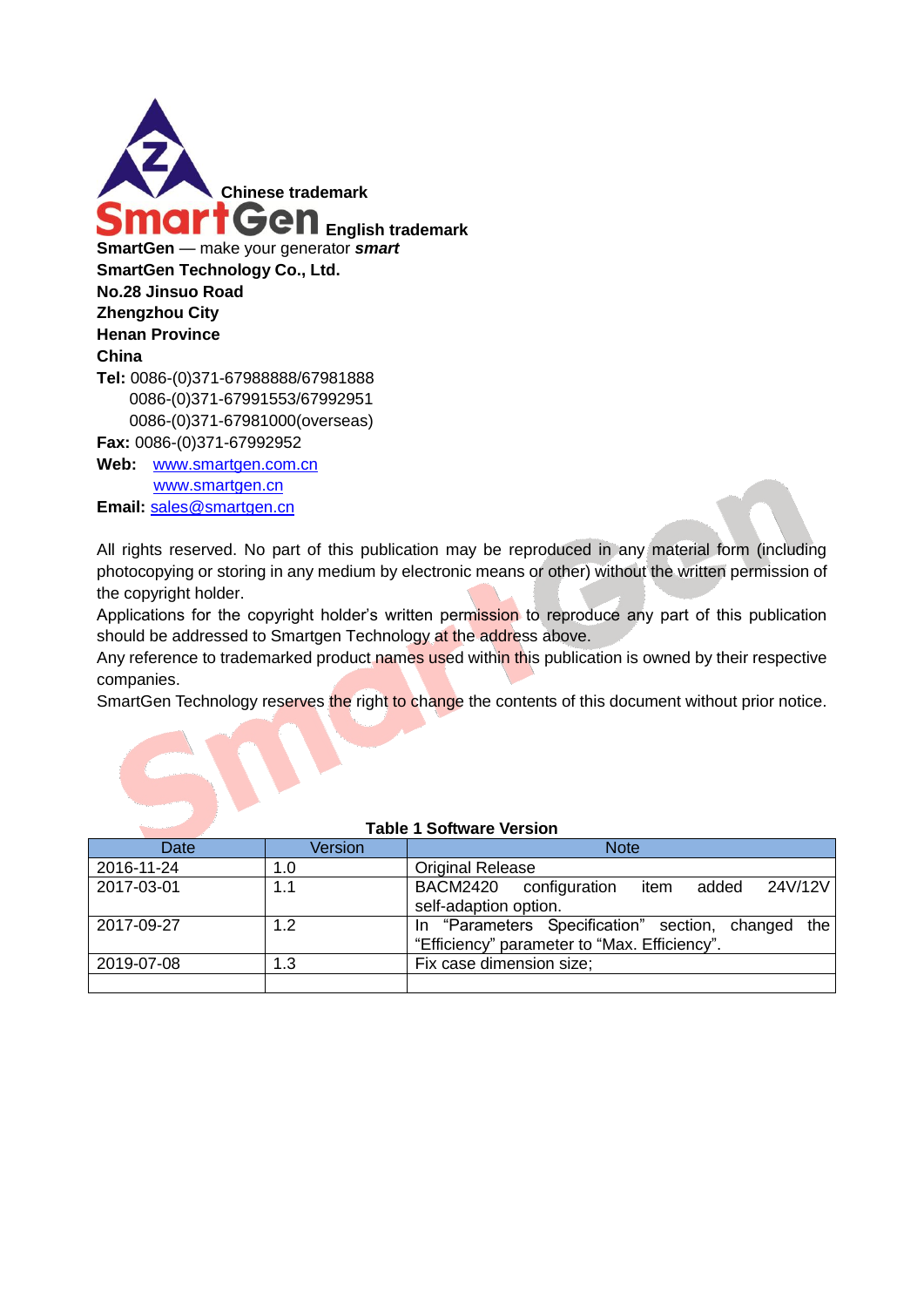Chinese trademark

SmartGen English trademark

**SmartGen** — make your generator ***smart***

**SmartGen Technology Co., Ltd.**
**No.28 Jinsuo Road**
**Zhengzhou City**
**Henan Province**
**China**

**Tel:** 0086-(0)371-67988888/67981888
0086-(0)371-67991553/67992951
0086-(0)371-67981000(overseas)

**Fax:** 0086-(0)371-67992952

**Web:** www.smartgen.com.cn
www.smartgen.cn

**Email:** sales@smartgen.cn

All rights reserved. No part of this publication may be reproduced in any material form (including photocopying or storing in any medium by electronic means or other) without the written permission of the copyright holder.

Applications for the copyright holder's written permission to reproduce any part of this publication should be addressed to Smartgen Technology at the address above.

Any reference to trademarked product names used within this publication is owned by their respective companies.

SmartGen Technology reserves the right to change the contents of this document without prior notice.

**Table 1 Software Version**

| Date | Version | Note |
|---|---|---|
| 2016-11-24 | 1.0 | Original Release |
| 2017-03-01 | 1.1 | BACM2420 configuration item added 24V/12V self-adaption option. |
| 2017-09-27 | 1.2 | In "Parameters Specification" section, changed the "Efficiency" parameter to "Max. Efficiency". |
| 2019-07-08 | 1.3 | Fix case dimension size; |
| | | |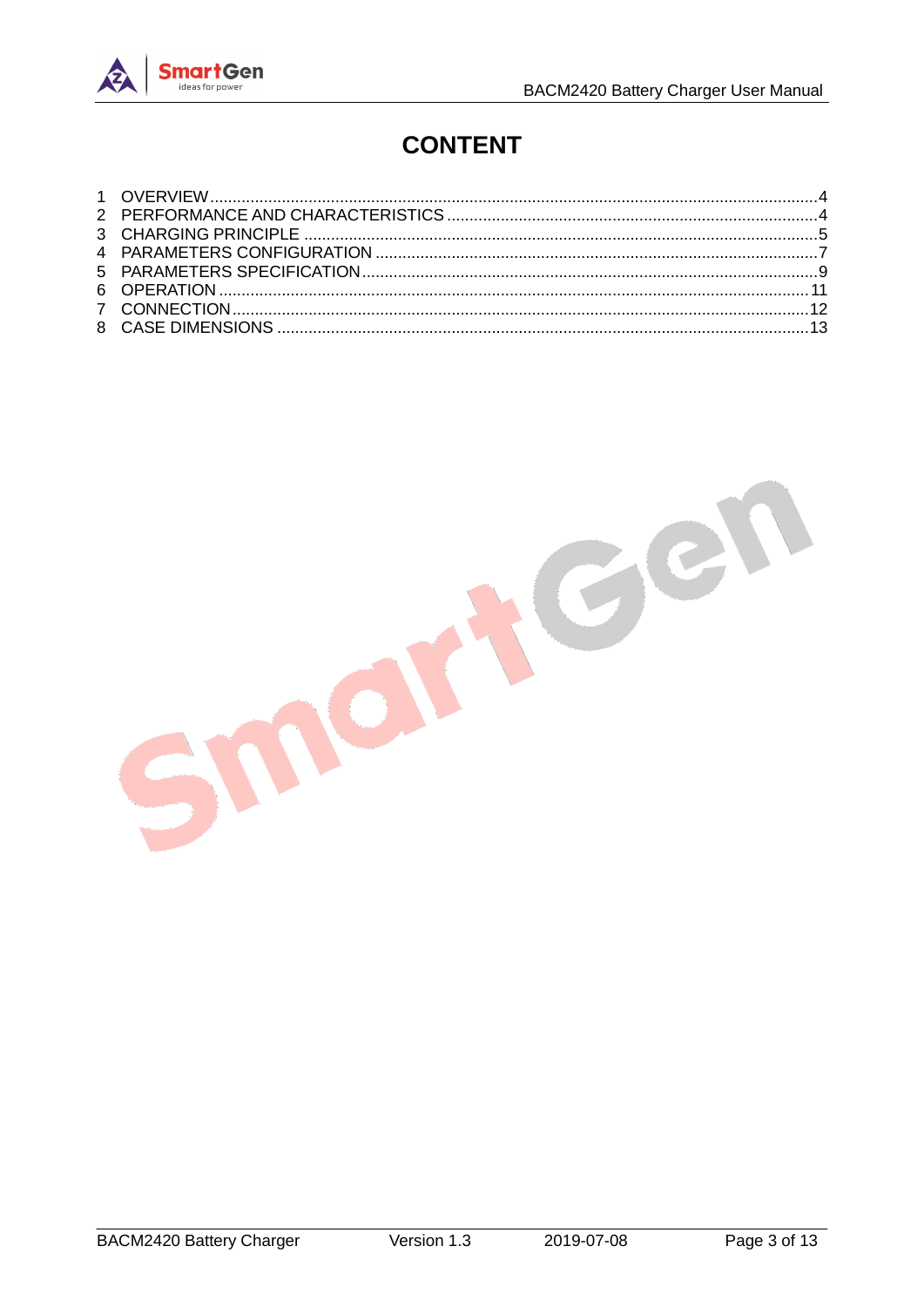# CONTENT

1 OVERVIEW......4
2 PERFORMANCE AND CHARACTERISTICS......4
3 CHARGING PRINCIPLE......5
4 PARAMETERS CONFIGURATION......7
5 PARAMETERS SPECIFICATION......9
6 OPERATION......11
7 CONNECTION......12
8 CASE DIMENSIONS......13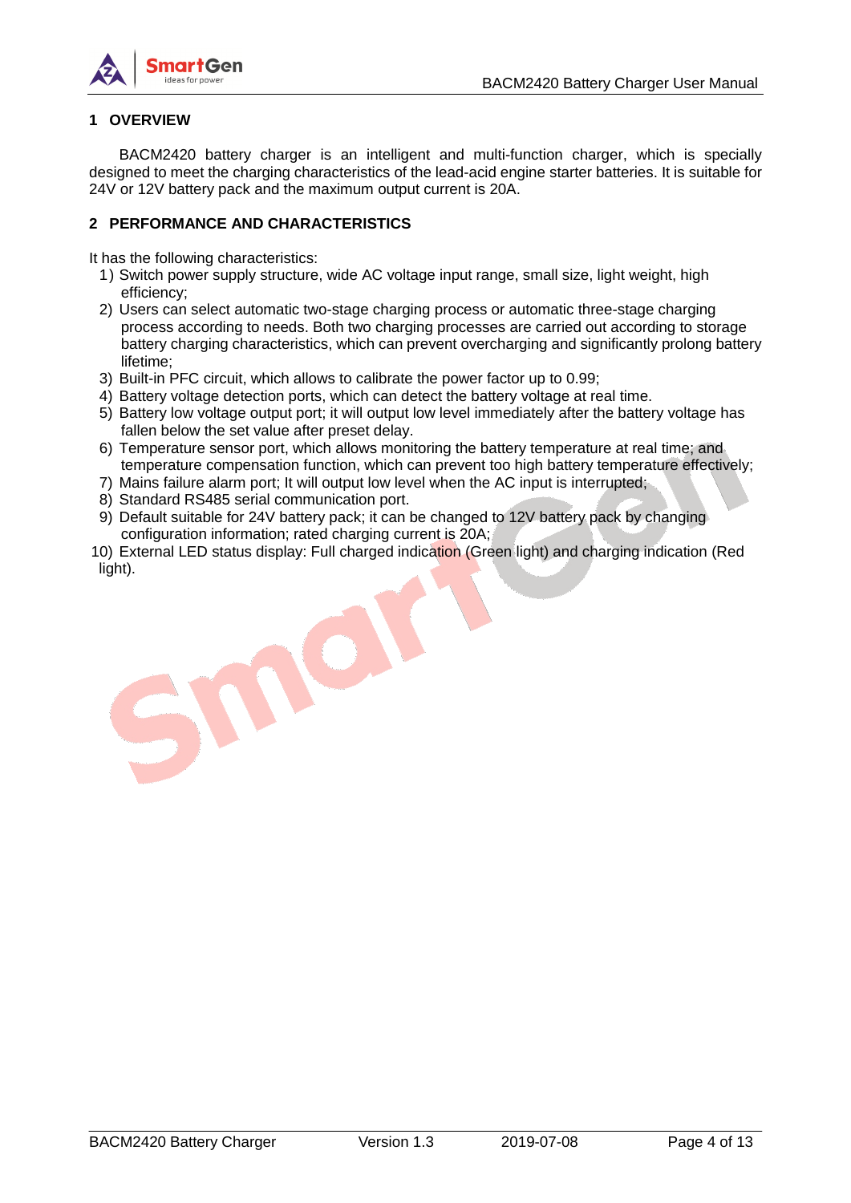# 1 OVERVIEW

BACM2420 battery charger is an intelligent and multi-function charger, which is specially designed to meet the charging characteristics of the lead-acid engine starter batteries. It is suitable for 24V or 12V battery pack and the maximum output current is 20A.

# 2 PERFORMANCE AND CHARACTERISTICS

It has the following characteristics:

1) Switch power supply structure, wide AC voltage input range, small size, light weight, high efficiency;
2) Users can select automatic two-stage charging process or automatic three-stage charging process according to needs. Both two charging processes are carried out according to storage battery charging characteristics, which can prevent overcharging and significantly prolong battery lifetime;
3) Built-in PFC circuit, which allows to calibrate the power factor up to 0.99;
4) Battery voltage detection ports, which can detect the battery voltage at real time.
5) Battery low voltage output port; it will output low level immediately after the battery voltage has fallen below the set value after preset delay.
6) Temperature sensor port, which allows monitoring the battery temperature at real time; and temperature compensation function, which can prevent too high battery temperature effectively;
7) Mains failure alarm port; It will output low level when the AC input is interrupted;
8) Standard RS485 serial communication port.
9) Default suitable for 24V battery pack; it can be changed to 12V battery pack by changing configuration information; rated charging current is 20A;
10) External LED status display: Full charged indication (Green light) and charging indication (Red light).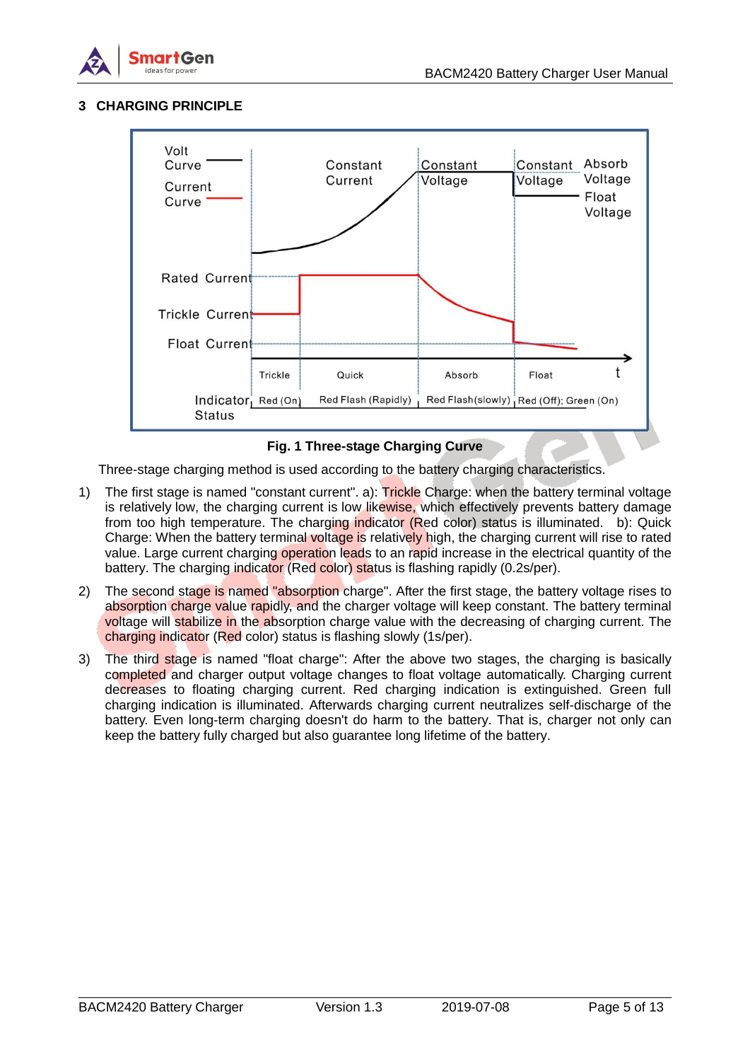## 3 CHARGING PRINCIPLE

Fig. 1 Three-stage Charging Curve

Three-stage charging method is used according to the battery charging characteristics.

1) The first stage is named "constant current". a): Trickle Charge: when the battery terminal voltage is relatively low, the charging current is low likewise, which effectively prevents battery damage from too high temperature. The charging indicator (Red color) status is illuminated. b): Quick Charge: When the battery terminal voltage is relatively high, the charging current will rise to rated value. Large current charging operation leads to an rapid increase in the electrical quantity of the battery. The charging indicator (Red color) status is flashing rapidly (0.2s/per).

2) The second stage is named "absorption charge". After the first stage, the battery voltage rises to absorption charge value rapidly, and the charger voltage will keep constant. The battery terminal voltage will stabilize in the absorption charge value with the decreasing of charging current. The charging indicator (Red color) status is flashing slowly (1s/per).

3) The third stage is named "float charge": After the above two stages, the charging is basically completed and charger output voltage changes to float voltage automatically. Charging current decreases to floating charging current. Red charging indication is extinguished. Green full charging indication is illuminated. Afterwards charging current neutralizes self-discharge of the battery. Even long-term charging doesn't do harm to the battery. That is, charger not only can keep the battery fully charged but also guarantee long lifetime of the battery.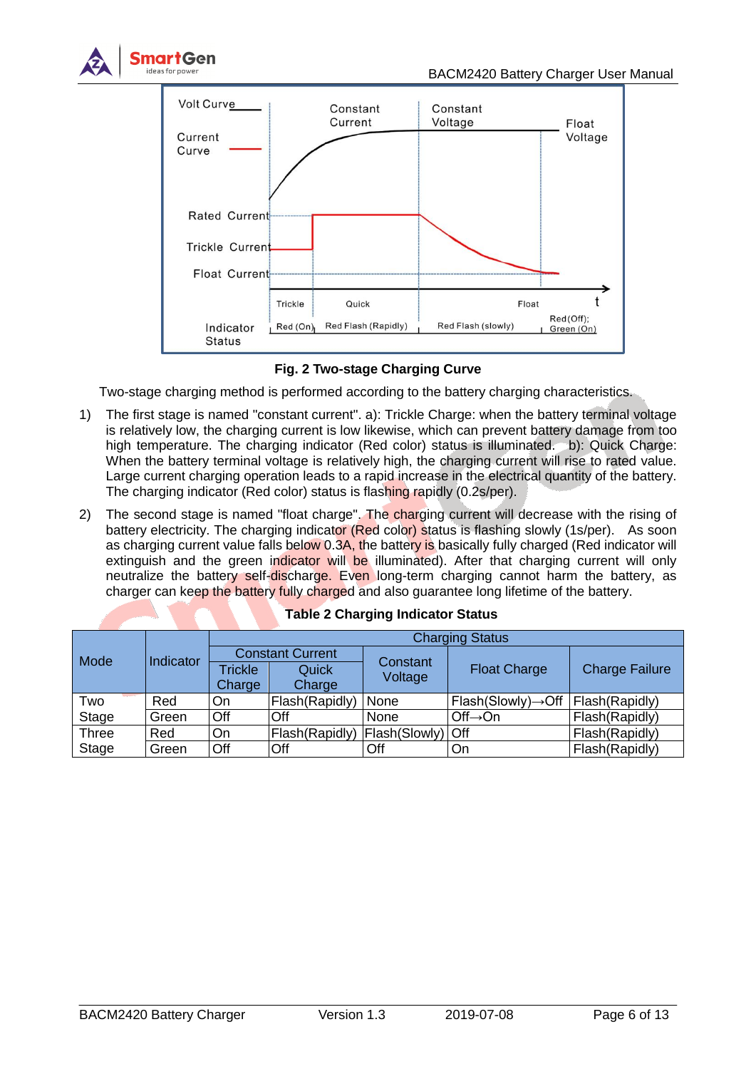**Fig. 2 Two-stage Charging Curve**

Two-stage charging method is performed according to the battery charging characteristics.

1) The first stage is named "constant current". a): Trickle Charge: when the battery terminal voltage is relatively low, the charging current is low likewise, which can prevent battery damage from too high temperature. The charging indicator (Red color) status is illuminated. b): Quick Charge: When the battery terminal voltage is relatively high, the charging current will rise to rated value. Large current charging operation leads to a rapid increase in the electrical quantity of the battery. The charging indicator (Red color) status is flashing rapidly (0.2s/per).

2) The second stage is named "float charge". The charging current will decrease with the rising of battery electricity. The charging indicator (Red color) status is flashing slowly (1s/per). As soon as charging current value falls below 0.3A, the battery is basically fully charged (Red indicator will extinguish and the green indicator will be illuminated). After that charging current will only neutralize the battery self-discharge. Even long-term charging cannot harm the battery, as charger can keep the battery fully charged and also guarantee long lifetime of the battery.

**Table 2 Charging Indicator Status**

| Mode | Indicator | Charging Status | | | | |
|---|---|---|---|---|---|---|
| | | Constant Current | | Constant Voltage | Float Charge | Charge Failure |
| | | Trickle Charge | Quick Charge | | | |
| Two Stage | Red | On | Flash(Rapidly) | None | Flash(Slowly)→Off | Flash(Rapidly) |
| | Green | Off | Off | None | Off→On | Flash(Rapidly) |
| Three Stage | Red | On | Flash(Rapidly) | Flash(Slowly) | Off | Flash(Rapidly) |
| | Green | Off | Off | Off | On | Flash(Rapidly) |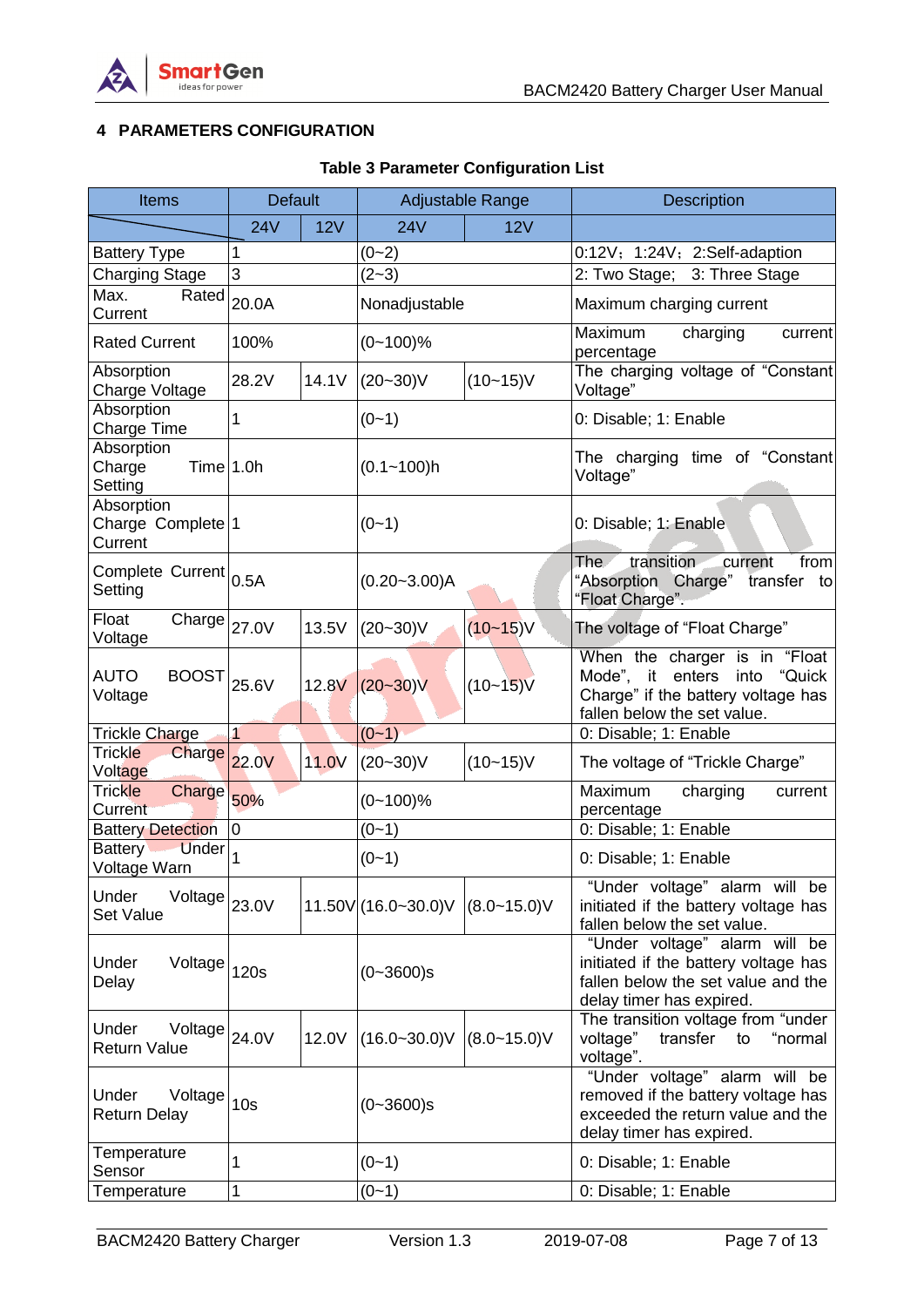## 4 PARAMETERS CONFIGURATION

**Table 3 Parameter Configuration List**

| Items | Default | | Adjustable Range | | Description |
|---|---|---|---|---|---|
| | 24V | 12V | 24V | 12V | |
| Battery Type | 1 | | (0~2) | | 0:12V; 1:24V; 2:Self-adaption |
| Charging Stage | 3 | | (2~3) | | 2: Two Stage; 3: Three Stage |
| Max. Rated Current | 20.0A | | Nonadjustable | | Maximum charging current |
| Rated Current | 100% | | (0~100)% | | Maximum charging current percentage |
| Absorption Charge Voltage | 28.2V | 14.1V | (20~30)V | (10~15)V | The charging voltage of "Constant Voltage" |
| Absorption Charge Time | 1 | | (0~1) | | 0: Disable; 1: Enable |
| Absorption Charge Time Setting | 1.0h | | (0.1~100)h | | The charging time of "Constant Voltage" |
| Absorption Charge Complete Current | 1 | | (0~1) | | 0: Disable; 1: Enable |
| Complete Current Setting | 0.5A | | (0.20~3.00)A | | The transition current from "Absorption Charge" transfer to "Float Charge". |
| Float Charge Voltage | 27.0V | 13.5V | (20~30)V | (10~15)V | The voltage of "Float Charge" |
| AUTO BOOST Voltage | 25.6V | 12.8V | (20~30)V | (10~15)V | When the charger is in "Float Mode", it enters into "Quick Charge" if the battery voltage has fallen below the set value. |
| Trickle Charge | 1 | | (0~1) | | 0: Disable; 1: Enable |
| Trickle Charge Voltage | 22.0V | 11.0V | (20~30)V | (10~15)V | The voltage of "Trickle Charge" |
| Trickle Charge Current | 50% | | (0~100)% | | Maximum charging current percentage |
| Battery Detection | 0 | | (0~1) | | 0: Disable; 1: Enable |
| Battery Under Voltage Warn | 1 | | (0~1) | | 0: Disable; 1: Enable |
| Under Voltage Set Value | 23.0V | 11.50V | (16.0~30.0)V | (8.0~15.0)V | "Under voltage" alarm will be initiated if the battery voltage has fallen below the set value. |
| Under Voltage Delay | 120s | | (0~3600)s | | "Under voltage" alarm will be initiated if the battery voltage has fallen below the set value and the delay timer has expired. |
| Under Voltage Return Value | 24.0V | 12.0V | (16.0~30.0)V | (8.0~15.0)V | The transition voltage from "under voltage" transfer to "normal voltage". |
| Under Voltage Return Delay | 10s | | (0~3600)s | | "Under voltage" alarm will be removed if the battery voltage has exceeded the return value and the delay timer has expired. |
| Temperature Sensor | 1 | | (0~1) | | 0: Disable; 1: Enable |
| Temperature | 1 | | (0~1) | | 0: Disable; 1: Enable |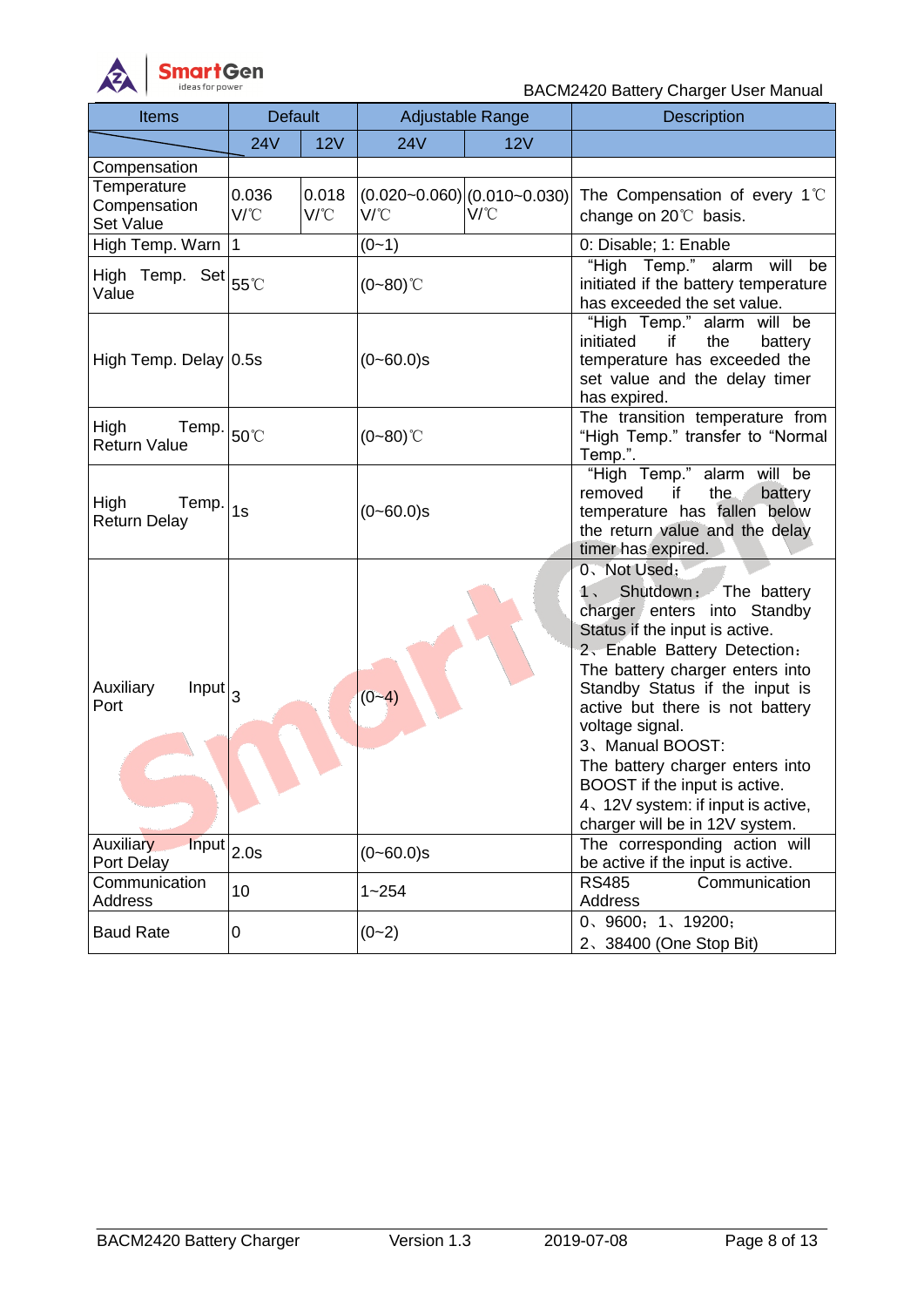| Items | Default | | Adjustable Range | | Description |
|---|---|---|---|---|---|
| | 24V | 12V | 24V | 12V | |
| Compensation | | | | | |
| Temperature Compensation Set Value | 0.036 V/℃ | 0.018 V/℃ | (0.020~0.060) V/℃ | (0.010~0.030) V/℃ | The Compensation of every 1℃ change on 20℃ basis. |
| High Temp. Warn | 1 | | (0~1) | | 0: Disable; 1: Enable |
| High Temp. Set Value | 55℃ | | (0~80)℃ | | "High Temp." alarm will be initiated if the battery temperature has exceeded the set value. |
| High Temp. Delay | 0.5s | | (0~60.0)s | | "High Temp." alarm will be initiated if the battery temperature has exceeded the set value and the delay timer has expired. |
| High Temp. Return Value | 50℃ | | (0~80)℃ | | The transition temperature from "High Temp." transfer to "Normal Temp.". |
| High Temp. Return Delay | 1s | | (0~60.0)s | | "High Temp." alarm will be removed if the battery temperature has fallen below the return value and the delay timer has expired. |
| Auxiliary Input Port | 3 | | (0~4) | | 0、Not Used;<br>1、 Shutdown: The battery charger enters into Standby Status if the input is active.<br>2、Enable Battery Detection:<br>The battery charger enters into Standby Status if the input is active but there is not battery voltage signal.<br>3、Manual BOOST:<br>The battery charger enters into BOOST if the input is active.<br>4、12V system: if input is active, charger will be in 12V system. |
| Auxiliary Input Port Delay | 2.0s | | (0~60.0)s | | The corresponding action will be active if the input is active. |
| Communication Address | 10 | | 1~254 | | RS485 Communication Address |
| Baud Rate | 0 | | (0~2) | | 0、9600; 1、19200;<br>2、38400 (One Stop Bit) |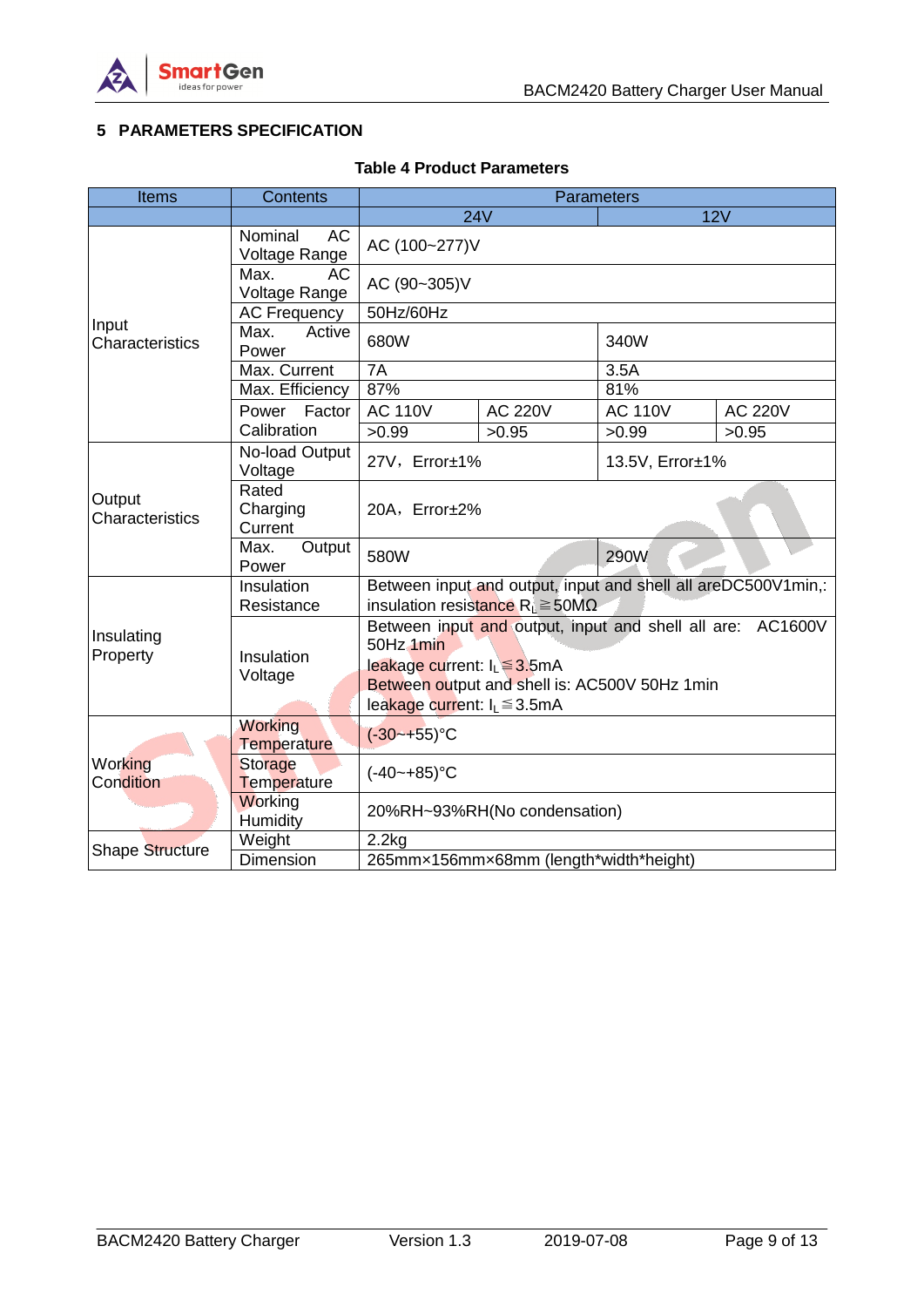## 5 PARAMETERS SPECIFICATION

**Table 4 Product Parameters**

| Items | Contents | Parameters | | | |
|---|---|---|---|---|---|
| | | 24V | | 12V | |
| Input Characteristics | Nominal AC Voltage Range | AC (100~277)V | | | |
| | Max. AC Voltage Range | AC (90~305)V | | | |
| | AC Frequency | 50Hz/60Hz | | | |
| | Max. Active Power | 680W | | 340W | |
| | Max. Current | 7A | | 3.5A | |
| | Max. Efficiency | 87% | | 81% | |
| | Power Factor Calibration | AC 110V | AC 220V | AC 110V | AC 220V |
| | | >0.99 | >0.95 | >0.99 | >0.95 |
| Output Characteristics | No-load Output Voltage | 27V，Error±1% | | 13.5V, Error±1% | |
| | Rated Charging Current | 20A，Error±2% | | | |
| | Max. Output Power | 580W | | 290W | |
| Insulating Property | Insulation Resistance | Between input and output, input and shell all areDC500V1min,: insulation resistance $R_L$≧50MΩ | | | |
| | Insulation Voltage | Between input and output, input and shell all are: AC1600V 50Hz 1min<br>leakage current: $I_L$≦3.5mA<br>Between output and shell is: AC500V 50Hz 1min<br>leakage current: $I_L$≦3.5mA | | | |
| Working Condition | Working Temperature | (-30~+55)°C | | | |
| | Storage Temperature | (-40~+85)°C | | | |
| | Working Humidity | 20%RH~93%RH(No condensation) | | | |
| Shape Structure | Weight | 2.2kg | | | |
| | Dimension | 265mm×156mm×68mm (length\*width\*height) | | | |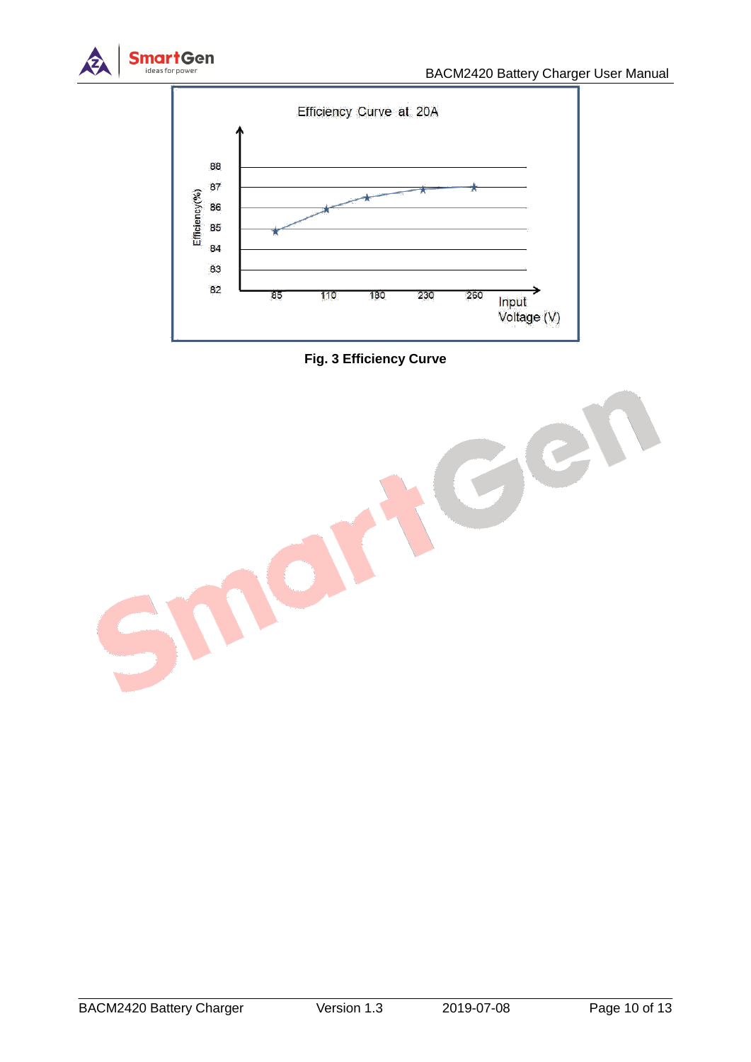Efficiency Curve at 20A

Efficiency(%)

88
87
86
85
84
83
82

85 110 180 230 260

Input Voltage (V)

**Fig. 3 Efficiency Curve**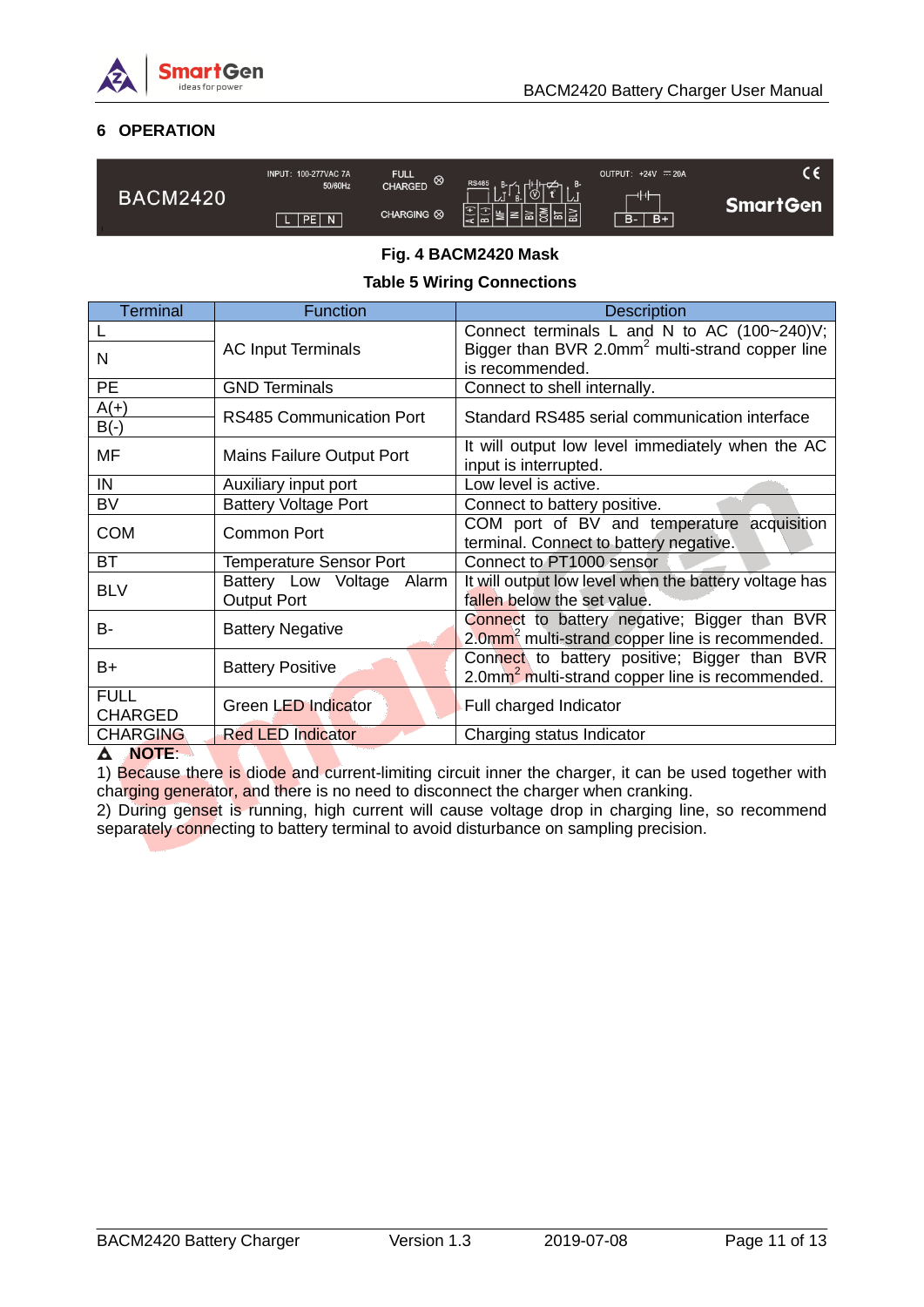## 6 OPERATION

Fig. 4 BACM2420 Mask

**Table 5 Wiring Connections**

| Terminal | Function | Description |
|---|---|---|
| L | AC Input Terminals | Connect terminals L and N to AC (100~240)V; Bigger than BVR 2.0mm$^2$ multi-strand copper line is recommended. |
| N | | |
| PE | GND Terminals | Connect to shell internally. |
| A(+) | RS485 Communication Port | Standard RS485 serial communication interface |
| B(-) | | |
| MF | Mains Failure Output Port | It will output low level immediately when the AC input is interrupted. |
| IN | Auxiliary input port | Low level is active. |
| BV | Battery Voltage Port | Connect to battery positive. |
| COM | Common Port | COM port of BV and temperature acquisition terminal. Connect to battery negative. |
| BT | Temperature Sensor Port | Connect to PT1000 sensor |
| BLV | Battery Low Voltage Alarm Output Port | It will output low level when the battery voltage has fallen below the set value. |
| B- | Battery Negative | Connect to battery negative; Bigger than BVR 2.0mm$^2$ multi-strand copper line is recommended. |
| B+ | Battery Positive | Connect to battery positive; Bigger than BVR 2.0mm$^2$ multi-strand copper line is recommended. |
| FULL CHARGED | Green LED Indicator | Full charged Indicator |
| CHARGING | Red LED Indicator | Charging status Indicator |

**NOTE**:

1) Because there is diode and current-limiting circuit inner the charger, it can be used together with charging generator, and there is no need to disconnect the charger when cranking.

2) During genset is running, high current will cause voltage drop in charging line, so recommend separately connecting to battery terminal to avoid disturbance on sampling precision.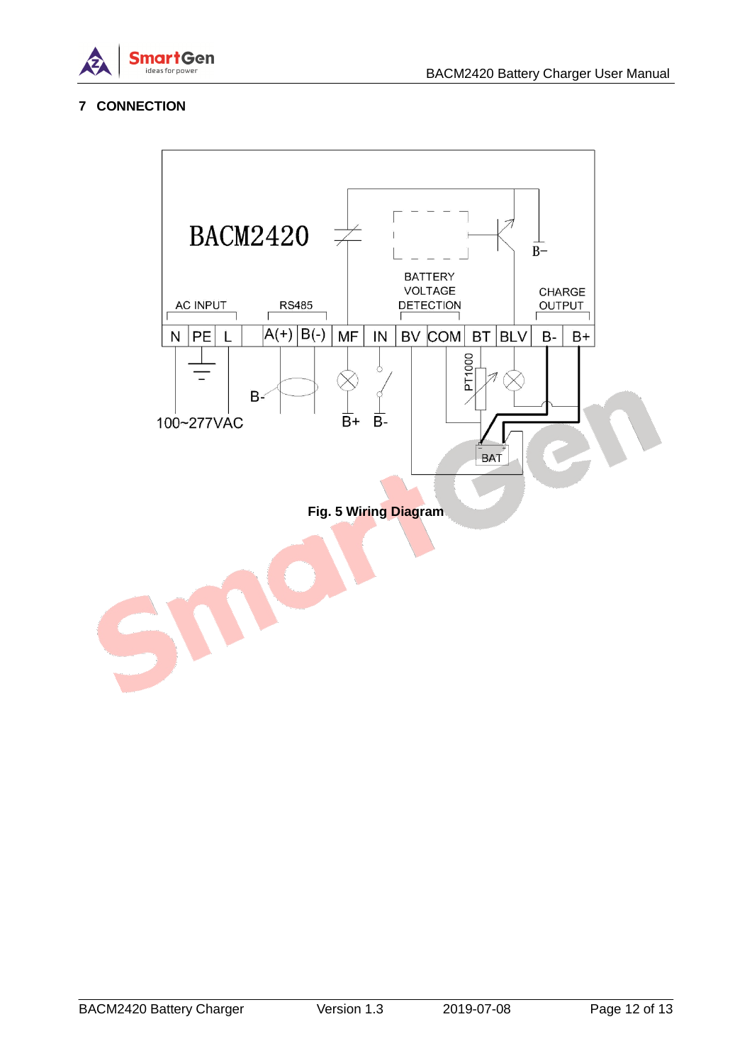## 7 CONNECTION

BACM2420

B−

BATTERY VOLTAGE DETECTION

AC INPUT

RS485

CHARGE OUTPUT

| N | PE | L | A(+) | B(-) | MF | IN | BV | COM | BT | BLV | B- | B+ |
|---|---|---|---|---|---|---|---|---|---|---|---|---|

B-

100~277VAC

B+ B-

PT1000

BAT

**Fig. 5 Wiring Diagram**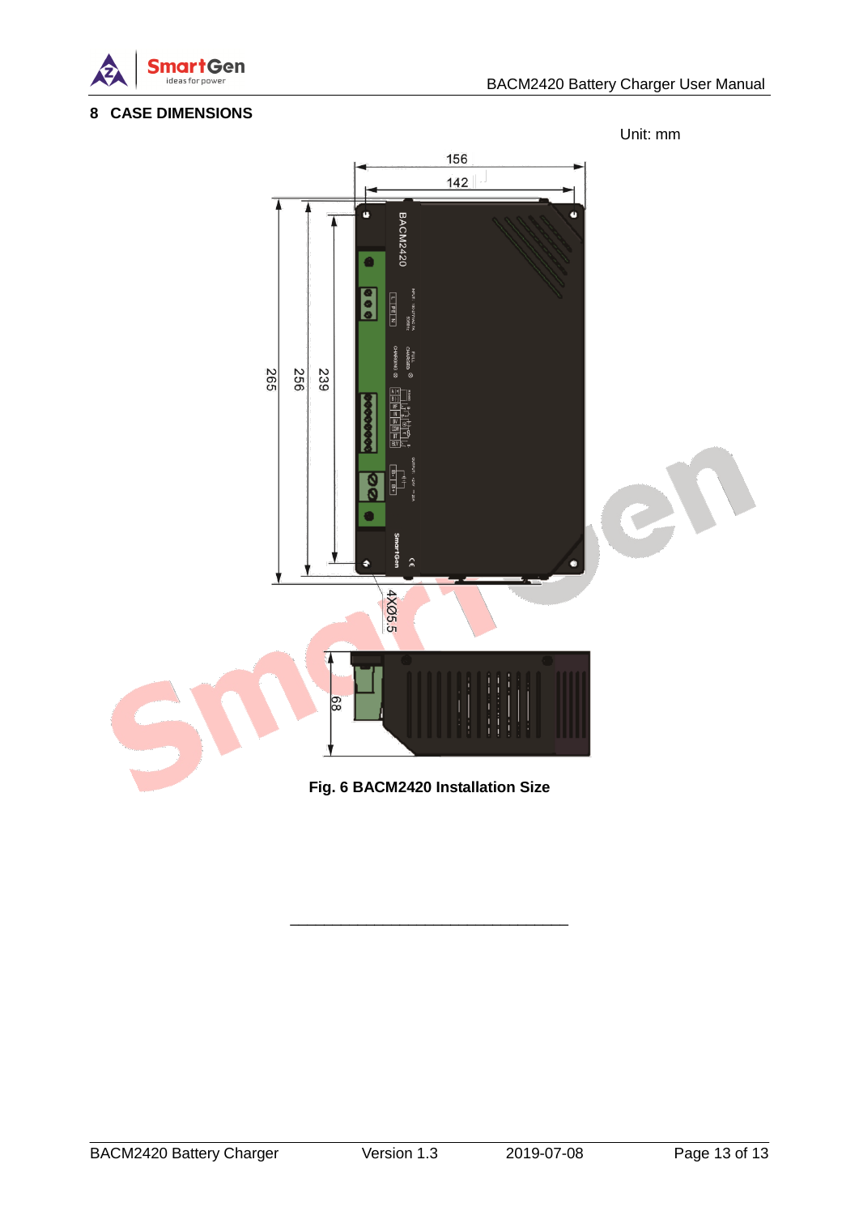## 8 CASE DIMENSIONS

Unit: mm

156

142

265

256

239

4XØ5.5

68

Fig. 6 BACM2420 Installation Size

___________________________________